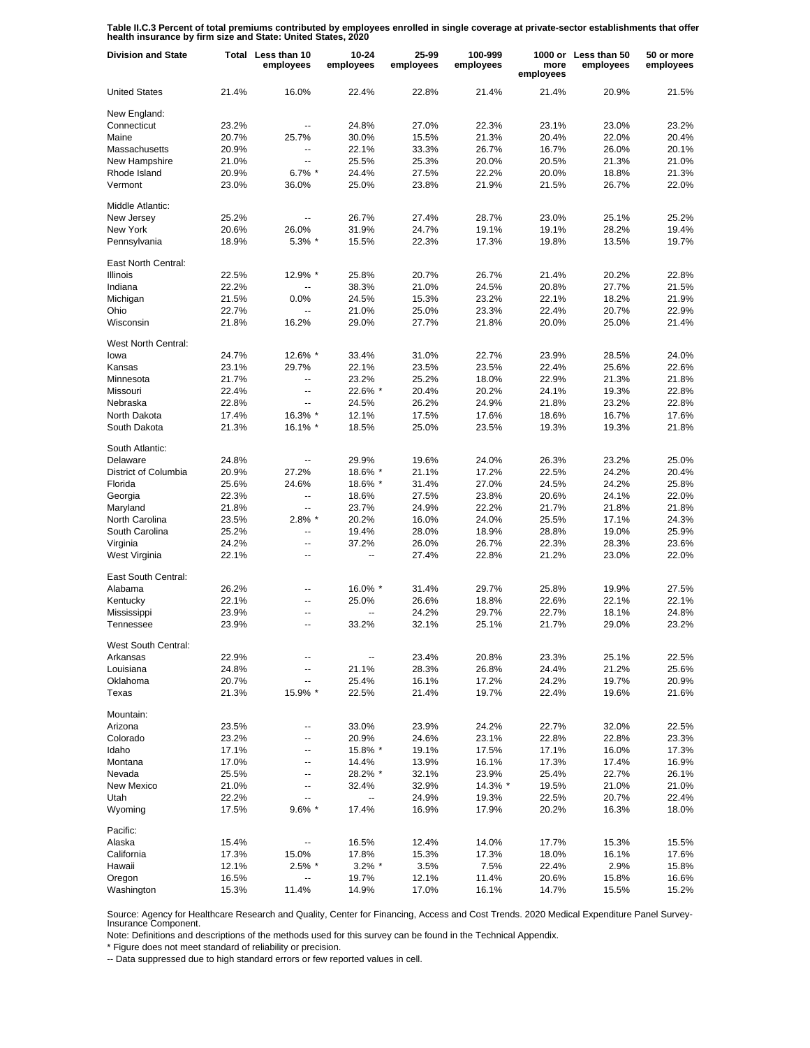**Table II.C.3 Percent of total premiums contributed by employees enrolled in single coverage at private-sector establishments that offer health insurance by firm size and State: United States, 2020**

| Division and State | Total | Less than 10 employees | 10-24 employees | 25-99 employees | 100-999 employees | 1000 or more employees | Less than 50 employees | 50 or more employees |
|---|---|---|---|---|---|---|---|---|
| United States | 21.4% | 16.0% | 22.4% | 22.8% | 21.4% | 21.4% | 20.9% | 21.5% |
| New England: | | | | | | | | |
| Connecticut | 23.2% | -- | 24.8% | 27.0% | 22.3% | 23.1% | 23.0% | 23.2% |
| Maine | 20.7% | 25.7% | 30.0% | 15.5% | 21.3% | 20.4% | 22.0% | 20.4% |
| Massachusetts | 20.9% | -- | 22.1% | 33.3% | 26.7% | 16.7% | 26.0% | 20.1% |
| New Hampshire | 21.0% | -- | 25.5% | 25.3% | 20.0% | 20.5% | 21.3% | 21.0% |
| Rhode Island | 20.9% | 6.7% * | 24.4% | 27.5% | 22.2% | 20.0% | 18.8% | 21.3% |
| Vermont | 23.0% | 36.0% | 25.0% | 23.8% | 21.9% | 21.5% | 26.7% | 22.0% |
| Middle Atlantic: | | | | | | | | |
| New Jersey | 25.2% | -- | 26.7% | 27.4% | 28.7% | 23.0% | 25.1% | 25.2% |
| New York | 20.6% | 26.0% | 31.9% | 24.7% | 19.1% | 19.1% | 28.2% | 19.4% |
| Pennsylvania | 18.9% | 5.3% * | 15.5% | 22.3% | 17.3% | 19.8% | 13.5% | 19.7% |
| East North Central: | | | | | | | | |
| Illinois | 22.5% | 12.9% * | 25.8% | 20.7% | 26.7% | 21.4% | 20.2% | 22.8% |
| Indiana | 22.2% | -- | 38.3% | 21.0% | 24.5% | 20.8% | 27.7% | 21.5% |
| Michigan | 21.5% | 0.0% | 24.5% | 15.3% | 23.2% | 22.1% | 18.2% | 21.9% |
| Ohio | 22.7% | -- | 21.0% | 25.0% | 23.3% | 22.4% | 20.7% | 22.9% |
| Wisconsin | 21.8% | 16.2% | 29.0% | 27.7% | 21.8% | 20.0% | 25.0% | 21.4% |
| West North Central: | | | | | | | | |
| Iowa | 24.7% | 12.6% * | 33.4% | 31.0% | 22.7% | 23.9% | 28.5% | 24.0% |
| Kansas | 23.1% | 29.7% | 22.1% | 23.5% | 23.5% | 22.4% | 25.6% | 22.6% |
| Minnesota | 21.7% | -- | 23.2% | 25.2% | 18.0% | 22.9% | 21.3% | 21.8% |
| Missouri | 22.4% | -- | 22.6% * | 20.4% | 20.2% | 24.1% | 19.3% | 22.8% |
| Nebraska | 22.8% | -- | 24.5% | 26.2% | 24.9% | 21.8% | 23.2% | 22.8% |
| North Dakota | 17.4% | 16.3% * | 12.1% | 17.5% | 17.6% | 18.6% | 16.7% | 17.6% |
| South Dakota | 21.3% | 16.1% * | 18.5% | 25.0% | 23.5% | 19.3% | 19.3% | 21.8% |
| South Atlantic: | | | | | | | | |
| Delaware | 24.8% | -- | 29.9% | 19.6% | 24.0% | 26.3% | 23.2% | 25.0% |
| District of Columbia | 20.9% | 27.2% | 18.6% * | 21.1% | 17.2% | 22.5% | 24.2% | 20.4% |
| Florida | 25.6% | 24.6% | 18.6% * | 31.4% | 27.0% | 24.5% | 24.2% | 25.8% |
| Georgia | 22.3% | -- | 18.6% | 27.5% | 23.8% | 20.6% | 24.1% | 22.0% |
| Maryland | 21.8% | -- | 23.7% | 24.9% | 22.2% | 21.7% | 21.8% | 21.8% |
| North Carolina | 23.5% | 2.8% * | 20.2% | 16.0% | 24.0% | 25.5% | 17.1% | 24.3% |
| South Carolina | 25.2% | -- | 19.4% | 28.0% | 18.9% | 28.8% | 19.0% | 25.9% |
| Virginia | 24.2% | -- | 37.2% | 26.0% | 26.7% | 22.3% | 28.3% | 23.6% |
| West Virginia | 22.1% | -- | -- | 27.4% | 22.8% | 21.2% | 23.0% | 22.0% |
| East South Central: | | | | | | | | |
| Alabama | 26.2% | -- | 16.0% * | 31.4% | 29.7% | 25.8% | 19.9% | 27.5% |
| Kentucky | 22.1% | -- | 25.0% | 26.6% | 18.8% | 22.6% | 22.1% | 22.1% |
| Mississippi | 23.9% | -- | -- | 24.2% | 29.7% | 22.7% | 18.1% | 24.8% |
| Tennessee | 23.9% | -- | 33.2% | 32.1% | 25.1% | 21.7% | 29.0% | 23.2% |
| West South Central: | | | | | | | | |
| Arkansas | 22.9% | -- | -- | 23.4% | 20.8% | 23.3% | 25.1% | 22.5% |
| Louisiana | 24.8% | -- | 21.1% | 28.3% | 26.8% | 24.4% | 21.2% | 25.6% |
| Oklahoma | 20.7% | -- | 25.4% | 16.1% | 17.2% | 24.2% | 19.7% | 20.9% |
| Texas | 21.3% | 15.9% * | 22.5% | 21.4% | 19.7% | 22.4% | 19.6% | 21.6% |
| Mountain: | | | | | | | | |
| Arizona | 23.5% | -- | 33.0% | 23.9% | 24.2% | 22.7% | 32.0% | 22.5% |
| Colorado | 23.2% | -- | 20.9% | 24.6% | 23.1% | 22.8% | 22.8% | 23.3% |
| Idaho | 17.1% | -- | 15.8% * | 19.1% | 17.5% | 17.1% | 16.0% | 17.3% |
| Montana | 17.0% | -- | 14.4% | 13.9% | 16.1% | 17.3% | 17.4% | 16.9% |
| Nevada | 25.5% | -- | 28.2% * | 32.1% | 23.9% | 25.4% | 22.7% | 26.1% |
| New Mexico | 21.0% | -- | 32.4% | 32.9% | 14.3% * | 19.5% | 21.0% | 21.0% |
| Utah | 22.2% | -- | -- | 24.9% | 19.3% | 22.5% | 20.7% | 22.4% |
| Wyoming | 17.5% | 9.6% * | 17.4% | 16.9% | 17.9% | 20.2% | 16.3% | 18.0% |
| Pacific: | | | | | | | | |
| Alaska | 15.4% | -- | 16.5% | 12.4% | 14.0% | 17.7% | 15.3% | 15.5% |
| California | 17.3% | 15.0% | 17.8% | 15.3% | 17.3% | 18.0% | 16.1% | 17.6% |
| Hawaii | 12.1% | 2.5% * | 3.2% * | 3.5% | 7.5% | 22.4% | 2.9% | 15.8% |
| Oregon | 16.5% | -- | 19.7% | 12.1% | 11.4% | 20.6% | 15.8% | 16.6% |
| Washington | 15.3% | 11.4% | 14.9% | 17.0% | 16.1% | 14.7% | 15.5% | 15.2% |

Source: Agency for Healthcare Research and Quality, Center for Financing, Access and Cost Trends. 2020 Medical Expenditure Panel Survey-Insurance Component.

Note: Definitions and descriptions of the methods used for this survey can be found in the Technical Appendix.

* Figure does not meet standard of reliability or precision.

-- Data suppressed due to high standard errors or few reported values in cell.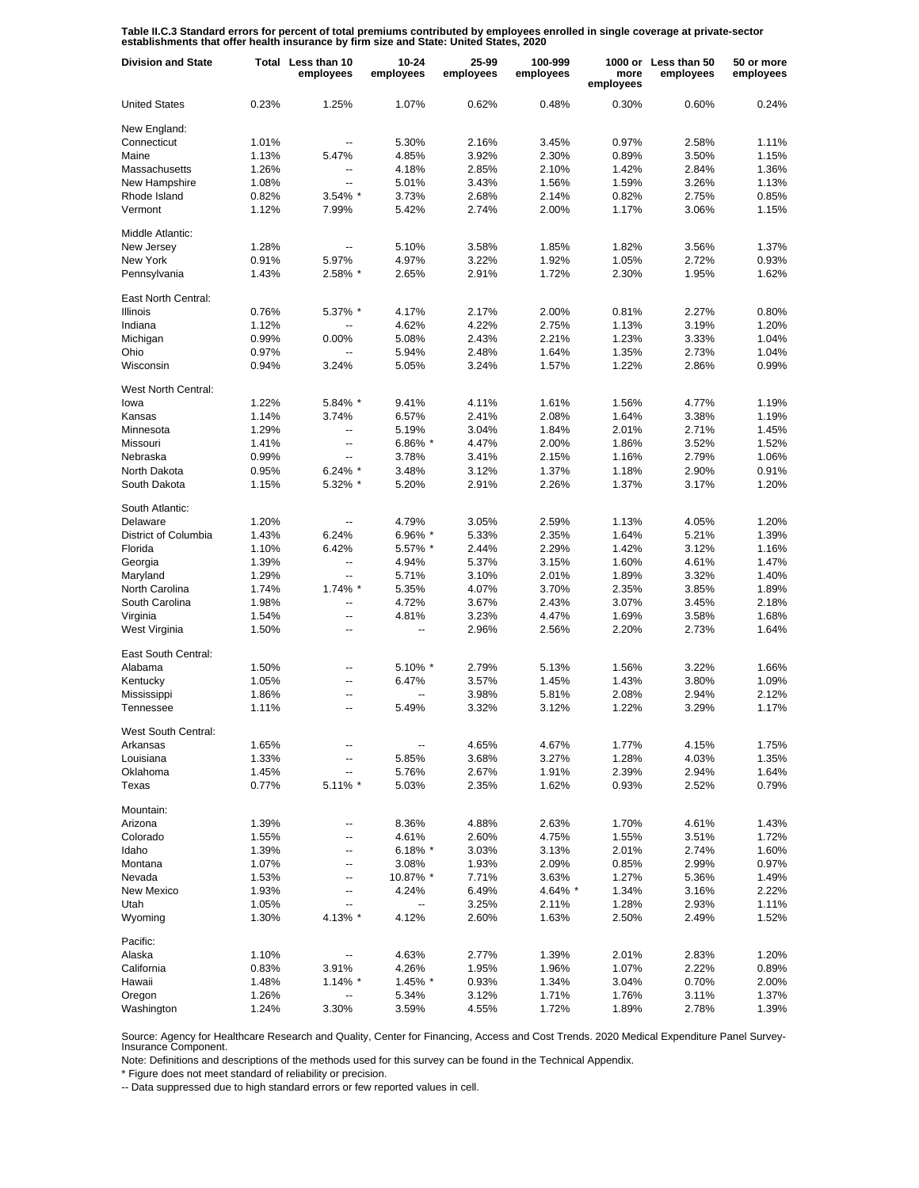**Table II.C.3 Standard errors for percent of total premiums contributed by employees enrolled in single coverage at private-sector establishments that offer health insurance by firm size and State: United States, 2020**

| Division and State | Total | Less than 10 employees | 10-24 employees | 25-99 employees | 100-999 employees | 1000 or more employees | Less than 50 employees | 50 or more employees |
|---|---|---|---|---|---|---|---|---|
| United States | 0.23% | 1.25% | 1.07% | 0.62% | 0.48% | 0.30% | 0.60% | 0.24% |
| New England: | | | | | | | | |
| Connecticut | 1.01% | -- | 5.30% | 2.16% | 3.45% | 0.97% | 2.58% | 1.11% |
| Maine | 1.13% | 5.47% | 4.85% | 3.92% | 2.30% | 0.89% | 3.50% | 1.15% |
| Massachusetts | 1.26% | -- | 4.18% | 2.85% | 2.10% | 1.42% | 2.84% | 1.36% |
| New Hampshire | 1.08% | -- | 5.01% | 3.43% | 1.56% | 1.59% | 3.26% | 1.13% |
| Rhode Island | 0.82% | 3.54% * | 3.73% | 2.68% | 2.14% | 0.82% | 2.75% | 0.85% |
| Vermont | 1.12% | 7.99% | 5.42% | 2.74% | 2.00% | 1.17% | 3.06% | 1.15% |
| Middle Atlantic: | | | | | | | | |
| New Jersey | 1.28% | -- | 5.10% | 3.58% | 1.85% | 1.82% | 3.56% | 1.37% |
| New York | 0.91% | 5.97% | 4.97% | 3.22% | 1.92% | 1.05% | 2.72% | 0.93% |
| Pennsylvania | 1.43% | 2.58% * | 2.65% | 2.91% | 1.72% | 2.30% | 1.95% | 1.62% |
| East North Central: | | | | | | | | |
| Illinois | 0.76% | 5.37% * | 4.17% | 2.17% | 2.00% | 0.81% | 2.27% | 0.80% |
| Indiana | 1.12% | -- | 4.62% | 4.22% | 2.75% | 1.13% | 3.19% | 1.20% |
| Michigan | 0.99% | 0.00% | 5.08% | 2.43% | 2.21% | 1.23% | 3.33% | 1.04% |
| Ohio | 0.97% | -- | 5.94% | 2.48% | 1.64% | 1.35% | 2.73% | 1.04% |
| Wisconsin | 0.94% | 3.24% | 5.05% | 3.24% | 1.57% | 1.22% | 2.86% | 0.99% |
| West North Central: | | | | | | | | |
| Iowa | 1.22% | 5.84% * | 9.41% | 4.11% | 1.61% | 1.56% | 4.77% | 1.19% |
| Kansas | 1.14% | 3.74% | 6.57% | 2.41% | 2.08% | 1.64% | 3.38% | 1.19% |
| Minnesota | 1.29% | -- | 5.19% | 3.04% | 1.84% | 2.01% | 2.71% | 1.45% |
| Missouri | 1.41% | -- | 6.86% * | 4.47% | 2.00% | 1.86% | 3.52% | 1.52% |
| Nebraska | 0.99% | -- | 3.78% | 3.41% | 2.15% | 1.16% | 2.79% | 1.06% |
| North Dakota | 0.95% | 6.24% * | 3.48% | 3.12% | 1.37% | 1.18% | 2.90% | 0.91% |
| South Dakota | 1.15% | 5.32% * | 5.20% | 2.91% | 2.26% | 1.37% | 3.17% | 1.20% |
| South Atlantic: | | | | | | | | |
| Delaware | 1.20% | -- | 4.79% | 3.05% | 2.59% | 1.13% | 4.05% | 1.20% |
| District of Columbia | 1.43% | 6.24% | 6.96% * | 5.33% | 2.35% | 1.64% | 5.21% | 1.39% |
| Florida | 1.10% | 6.42% | 5.57% * | 2.44% | 2.29% | 1.42% | 3.12% | 1.16% |
| Georgia | 1.39% | -- | 4.94% | 5.37% | 3.15% | 1.60% | 4.61% | 1.47% |
| Maryland | 1.29% | -- | 5.71% | 3.10% | 2.01% | 1.89% | 3.32% | 1.40% |
| North Carolina | 1.74% | 1.74% * | 5.35% | 4.07% | 3.70% | 2.35% | 3.85% | 1.89% |
| South Carolina | 1.98% | -- | 4.72% | 3.67% | 2.43% | 3.07% | 3.45% | 2.18% |
| Virginia | 1.54% | -- | 4.81% | 3.23% | 4.47% | 1.69% | 3.58% | 1.68% |
| West Virginia | 1.50% | -- | -- | 2.96% | 2.56% | 2.20% | 2.73% | 1.64% |
| East South Central: | | | | | | | | |
| Alabama | 1.50% | -- | 5.10% * | 2.79% | 5.13% | 1.56% | 3.22% | 1.66% |
| Kentucky | 1.05% | -- | 6.47% | 3.57% | 1.45% | 1.43% | 3.80% | 1.09% |
| Mississippi | 1.86% | -- | -- | 3.98% | 5.81% | 2.08% | 2.94% | 2.12% |
| Tennessee | 1.11% | -- | 5.49% | 3.32% | 3.12% | 1.22% | 3.29% | 1.17% |
| West South Central: | | | | | | | | |
| Arkansas | 1.65% | -- | -- | 4.65% | 4.67% | 1.77% | 4.15% | 1.75% |
| Louisiana | 1.33% | -- | 5.85% | 3.68% | 3.27% | 1.28% | 4.03% | 1.35% |
| Oklahoma | 1.45% | -- | 5.76% | 2.67% | 1.91% | 2.39% | 2.94% | 1.64% |
| Texas | 0.77% | 5.11% * | 5.03% | 2.35% | 1.62% | 0.93% | 2.52% | 0.79% |
| Mountain: | | | | | | | | |
| Arizona | 1.39% | -- | 8.36% | 4.88% | 2.63% | 1.70% | 4.61% | 1.43% |
| Colorado | 1.55% | -- | 4.61% | 2.60% | 4.75% | 1.55% | 3.51% | 1.72% |
| Idaho | 1.39% | -- | 6.18% * | 3.03% | 3.13% | 2.01% | 2.74% | 1.60% |
| Montana | 1.07% | -- | 3.08% | 1.93% | 2.09% | 0.85% | 2.99% | 0.97% |
| Nevada | 1.53% | -- | 10.87% * | 7.71% | 3.63% | 1.27% | 5.36% | 1.49% |
| New Mexico | 1.93% | -- | 4.24% | 6.49% | 4.64% * | 1.34% | 3.16% | 2.22% |
| Utah | 1.05% | -- | -- | 3.25% | 2.11% | 1.28% | 2.93% | 1.11% |
| Wyoming | 1.30% | 4.13% * | 4.12% | 2.60% | 1.63% | 2.50% | 2.49% | 1.52% |
| Pacific: | | | | | | | | |
| Alaska | 1.10% | -- | 4.63% | 2.77% | 1.39% | 2.01% | 2.83% | 1.20% |
| California | 0.83% | 3.91% | 4.26% | 1.95% | 1.96% | 1.07% | 2.22% | 0.89% |
| Hawaii | 1.48% | 1.14% * | 1.45% * | 0.93% | 1.34% | 3.04% | 0.70% | 2.00% |
| Oregon | 1.26% | -- | 5.34% | 3.12% | 1.71% | 1.76% | 3.11% | 1.37% |
| Washington | 1.24% | 3.30% | 3.59% | 4.55% | 1.72% | 1.89% | 2.78% | 1.39% |

Source: Agency for Healthcare Research and Quality, Center for Financing, Access and Cost Trends. 2020 Medical Expenditure Panel Survey-Insurance Component.

Note: Definitions and descriptions of the methods used for this survey can be found in the Technical Appendix.

* Figure does not meet standard of reliability or precision.

-- Data suppressed due to high standard errors or few reported values in cell.